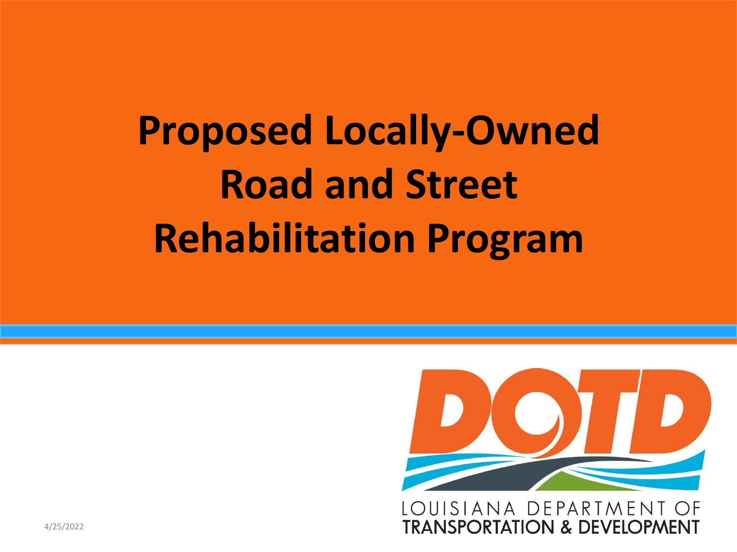# Proposed Locally-Owned Road and Street Rehabilitation Program

LOUISIANA DEPARTMENT OF TRANSPORTATION & DEVELOPMENT

4/25/2022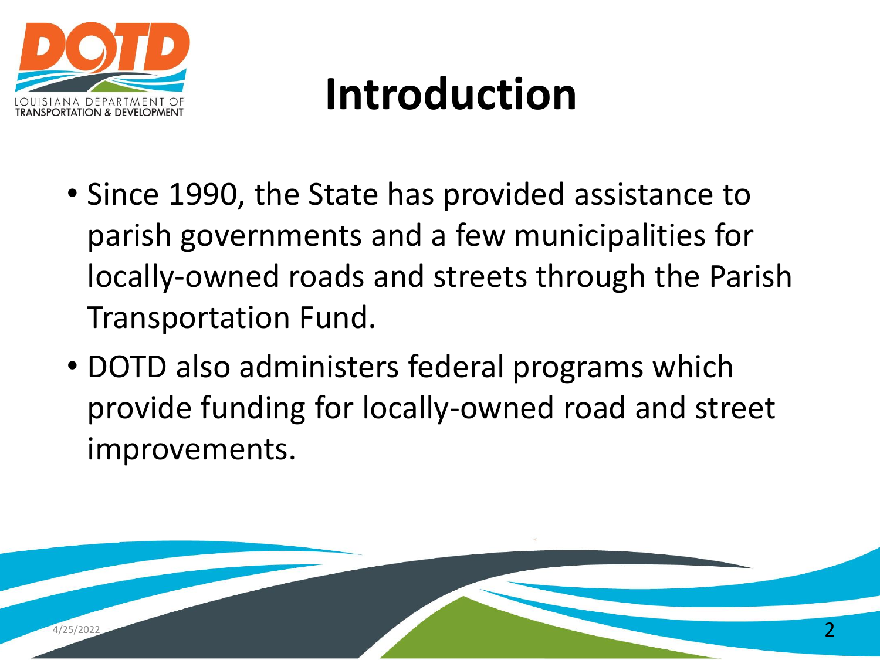# Introduction

- Since 1990, the State has provided assistance to parish governments and a few municipalities for locally-owned roads and streets through the Parish Transportation Fund.
- DOTD also administers federal programs which provide funding for locally-owned road and street improvements.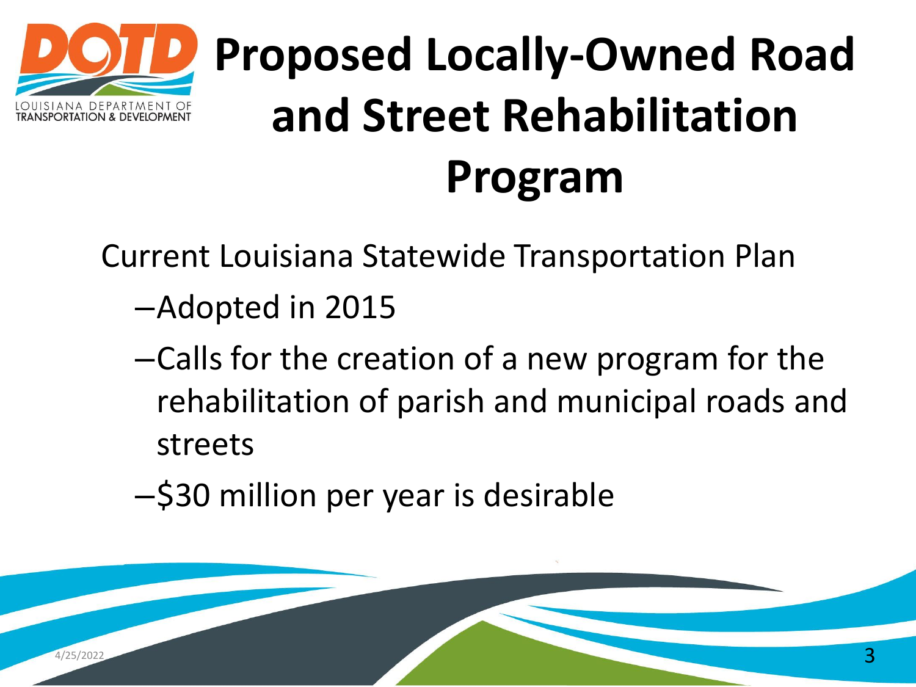# Proposed Locally-Owned Road and Street Rehabilitation Program

Current Louisiana Statewide Transportation Plan

- Adopted in 2015
- Calls for the creation of a new program for the rehabilitation of parish and municipal roads and streets
- $30 million per year is desirable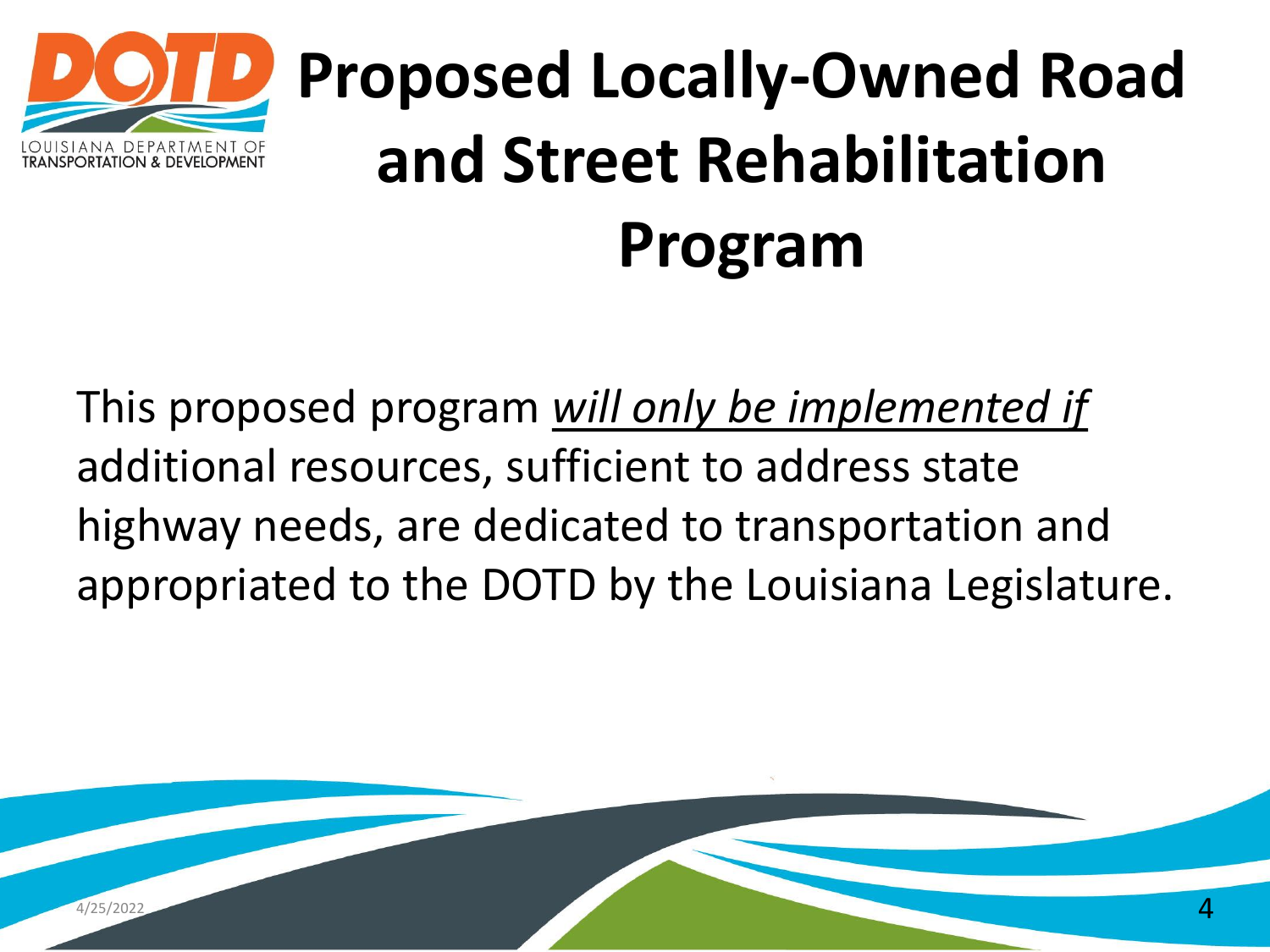# Proposed Locally-Owned Road and Street Rehabilitation Program

This proposed program ***will only be implemented if*** additional resources, sufficient to address state highway needs, are dedicated to transportation and appropriated to the DOTD by the Louisiana Legislature.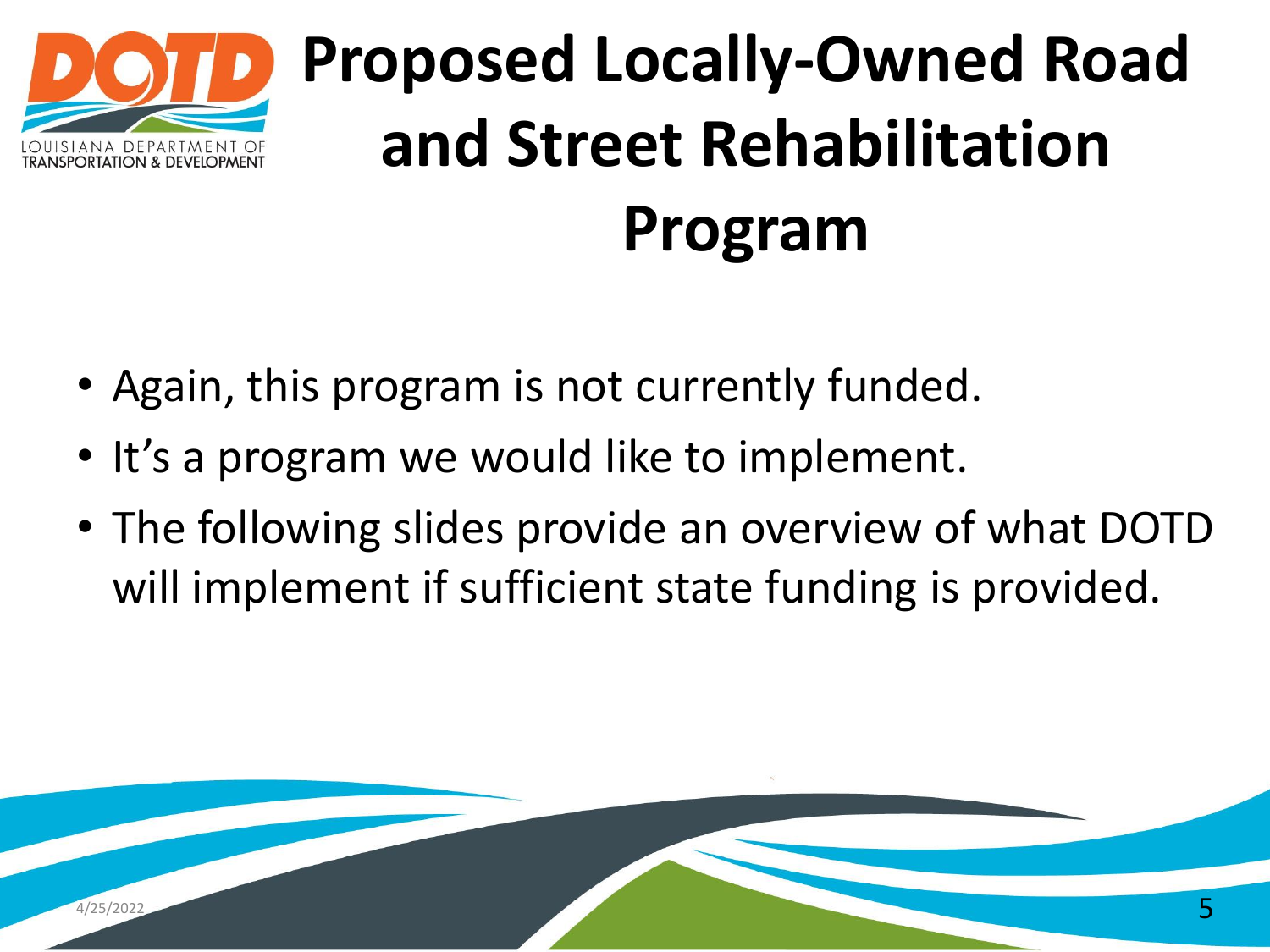# Proposed Locally-Owned Road and Street Rehabilitation Program

- Again, this program is not currently funded.
- It's a program we would like to implement.
- The following slides provide an overview of what DOTD will implement if sufficient state funding is provided.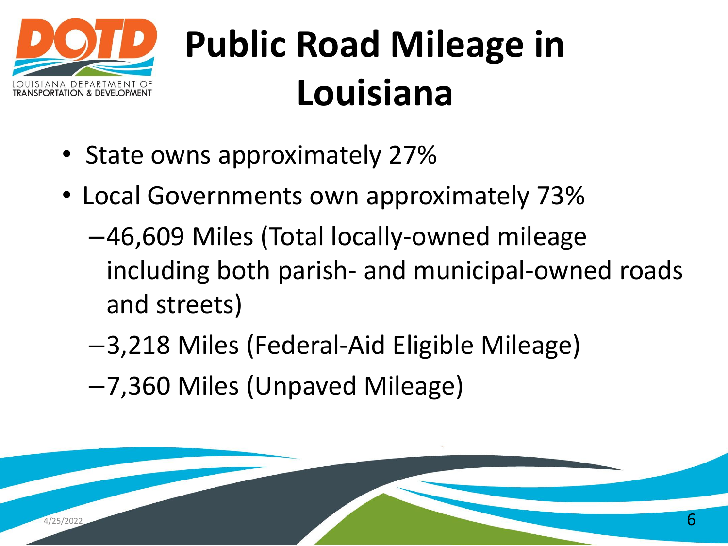# Public Road Mileage in Louisiana

- State owns approximately 27%
- Local Governments own approximately 73%
  - 46,609 Miles (Total locally-owned mileage including both parish- and municipal-owned roads and streets)
  - 3,218 Miles (Federal-Aid Eligible Mileage)
  - 7,360 Miles (Unpaved Mileage)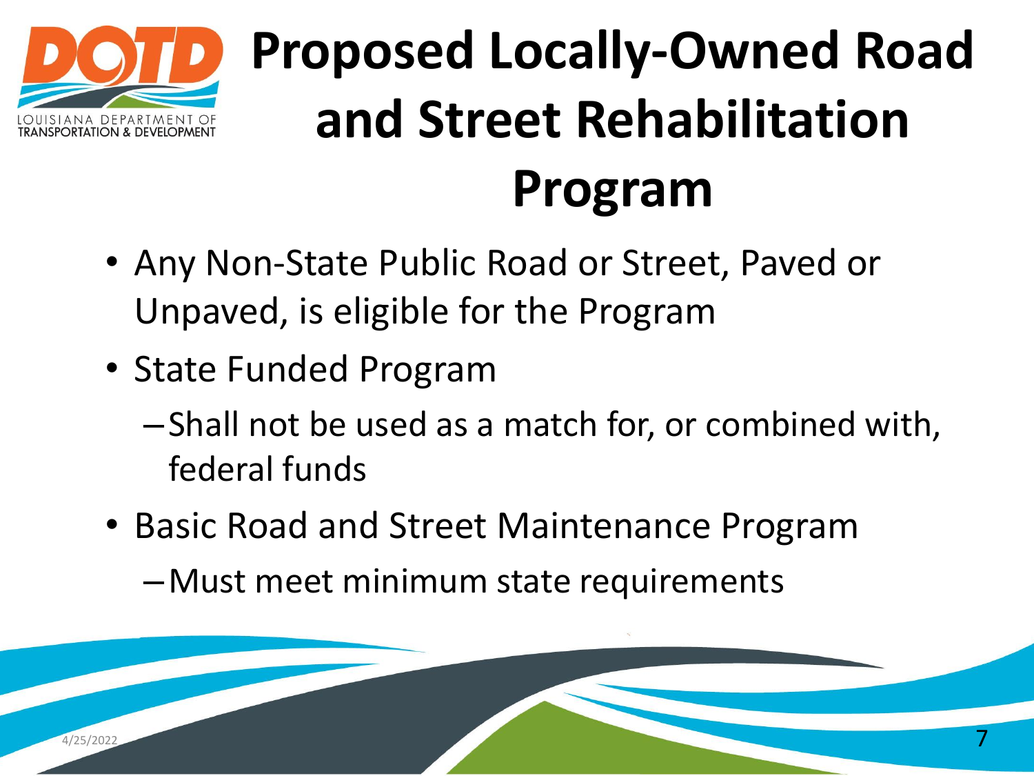# Proposed Locally-Owned Road and Street Rehabilitation Program

- Any Non-State Public Road or Street, Paved or Unpaved, is eligible for the Program
- State Funded Program
  - Shall not be used as a match for, or combined with, federal funds
- Basic Road and Street Maintenance Program
  - Must meet minimum state requirements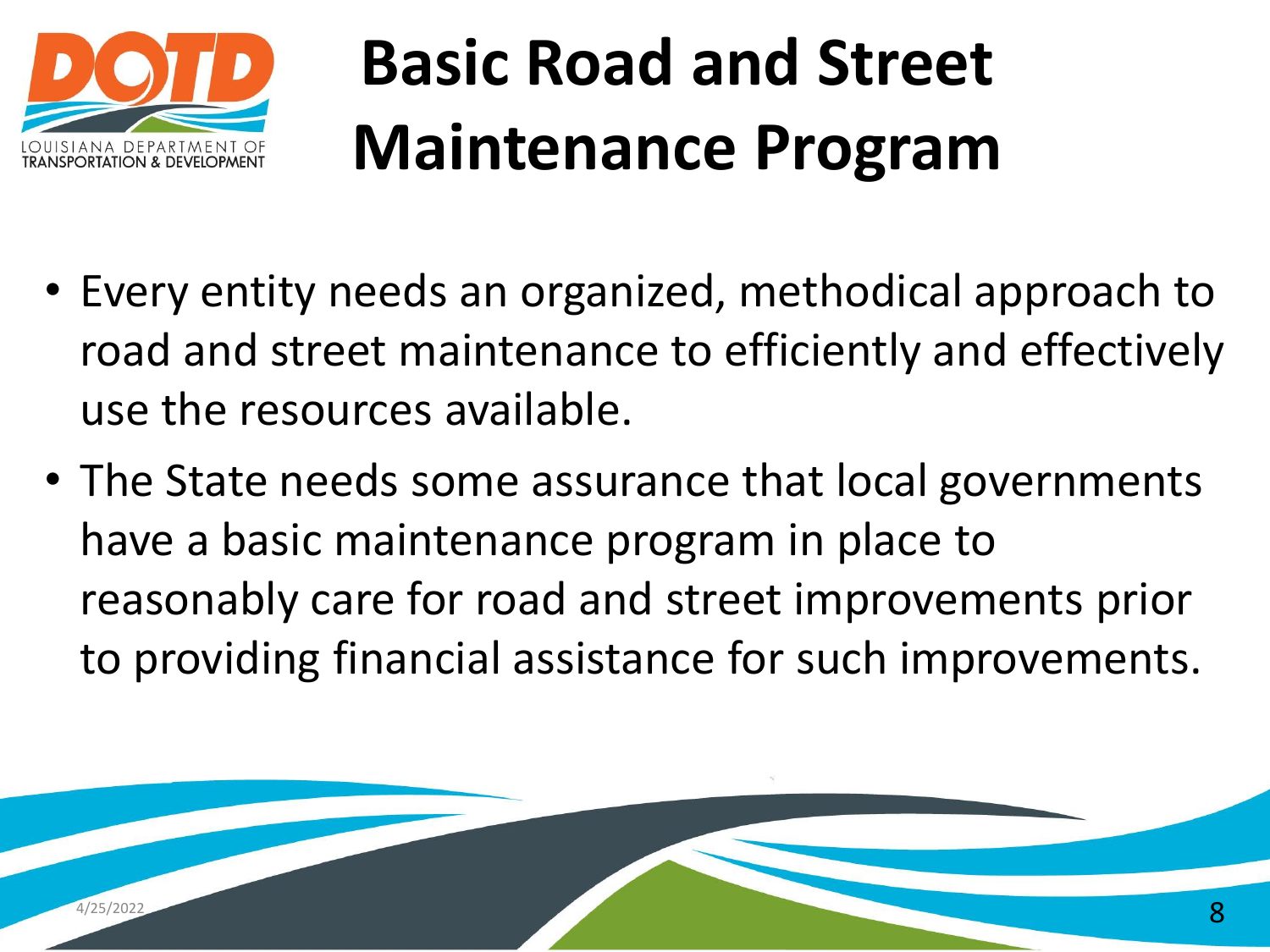# Basic Road and Street Maintenance Program

- Every entity needs an organized, methodical approach to road and street maintenance to efficiently and effectively use the resources available.
- The State needs some assurance that local governments have a basic maintenance program in place to reasonably care for road and street improvements prior to providing financial assistance for such improvements.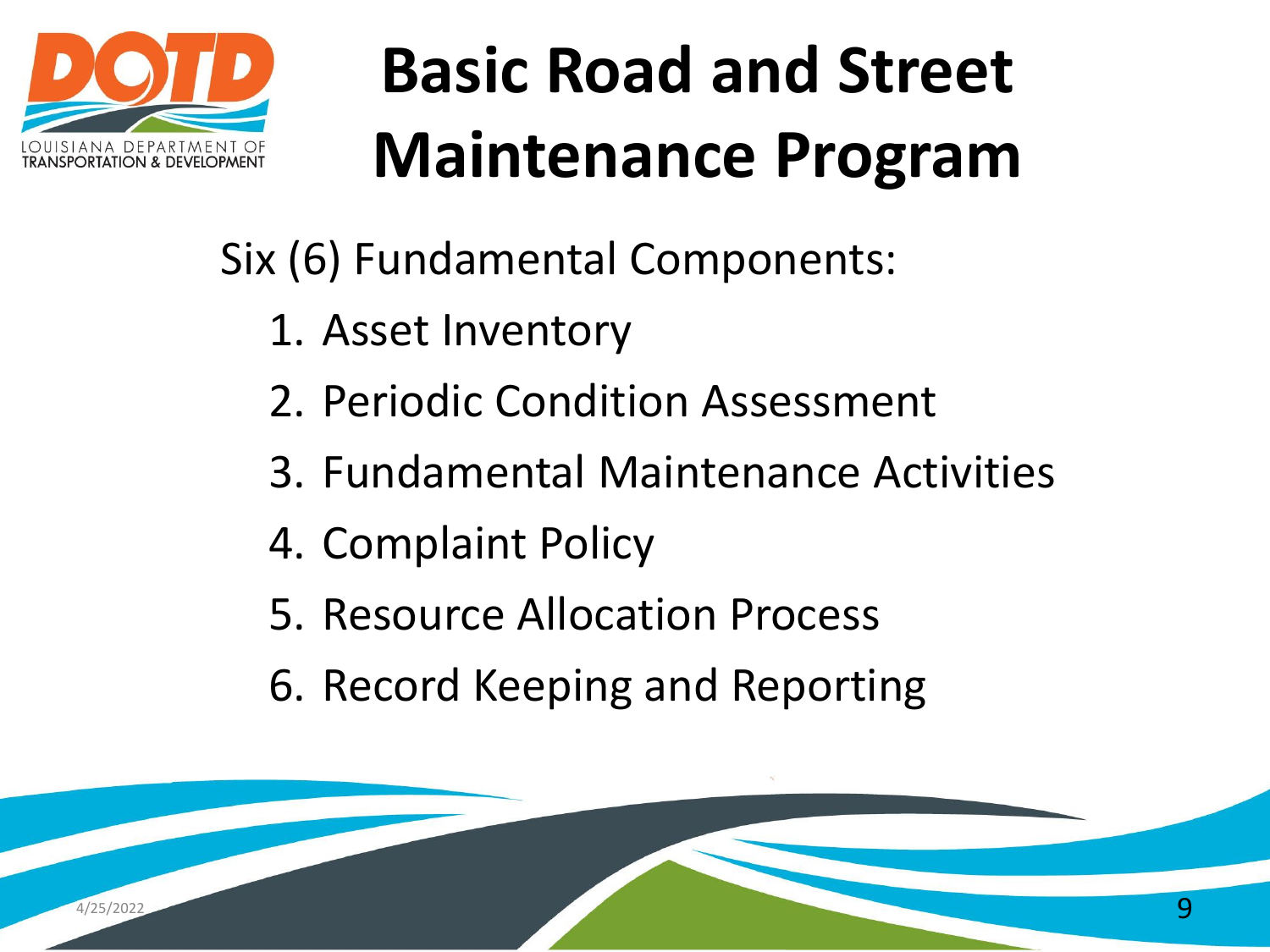# Basic Road and Street Maintenance Program

Six (6) Fundamental Components:

1. Asset Inventory
2. Periodic Condition Assessment
3. Fundamental Maintenance Activities
4. Complaint Policy
5. Resource Allocation Process
6. Record Keeping and Reporting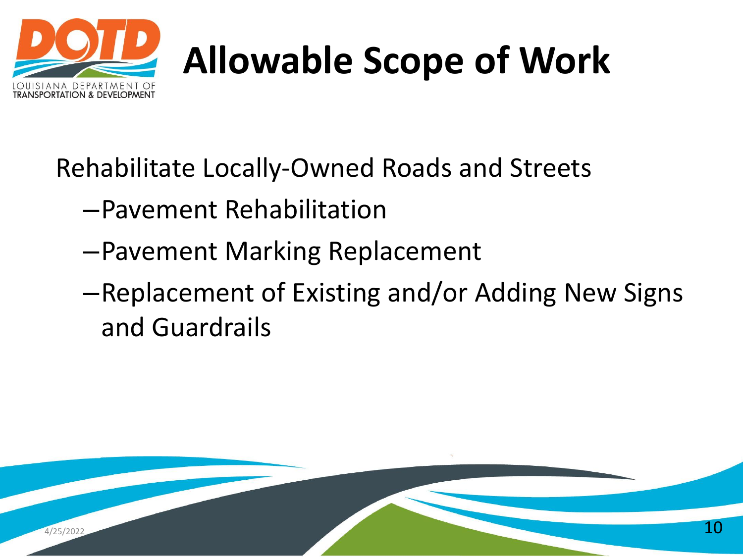# Allowable Scope of Work

Rehabilitate Locally-Owned Roads and Streets

- Pavement Rehabilitation
- Pavement Marking Replacement
- Replacement of Existing and/or Adding New Signs and Guardrails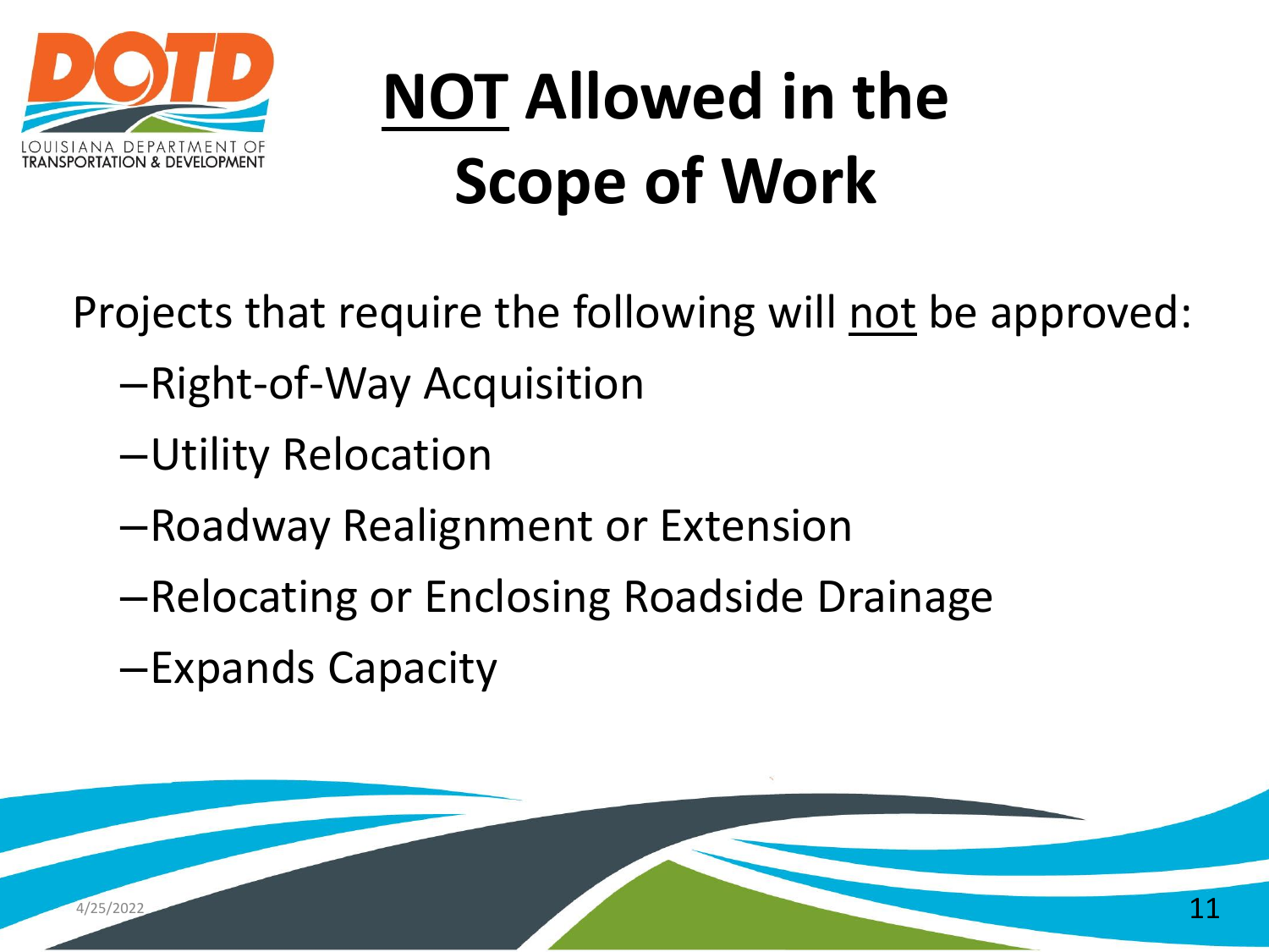# NOT Allowed in the Scope of Work

Projects that require the following will not be approved:

- Right-of-Way Acquisition
- Utility Relocation
- Roadway Realignment or Extension
- Relocating or Enclosing Roadside Drainage
- Expands Capacity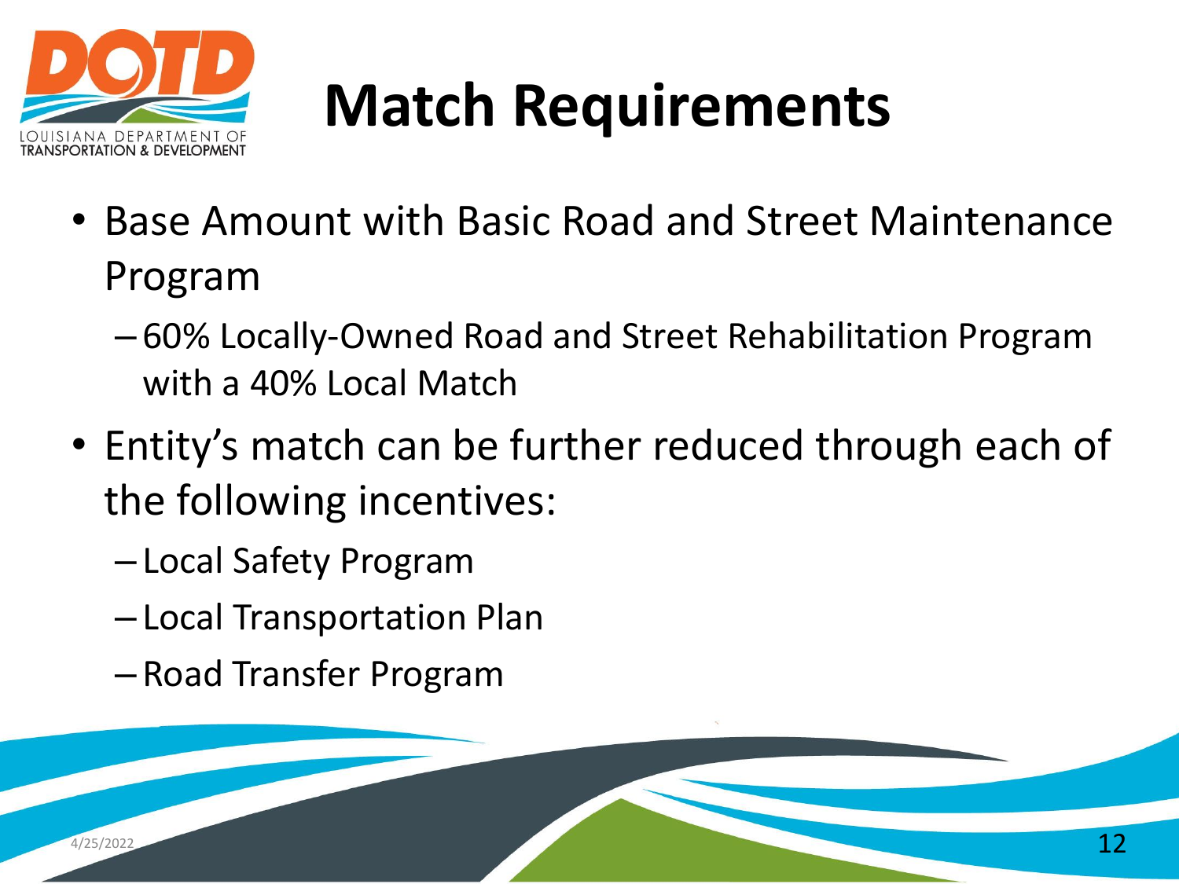# Match Requirements

- Base Amount with Basic Road and Street Maintenance Program
  - 60% Locally-Owned Road and Street Rehabilitation Program with a 40% Local Match
- Entity's match can be further reduced through each of the following incentives:
  - Local Safety Program
  - Local Transportation Plan
  - Road Transfer Program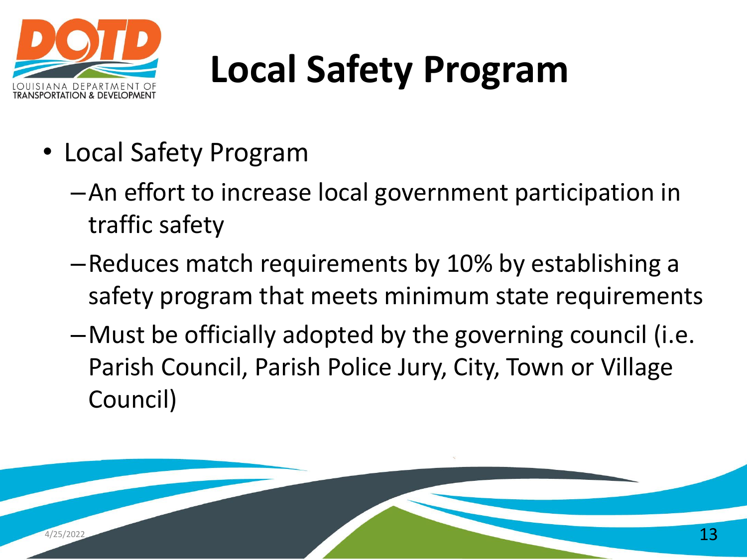# Local Safety Program

- Local Safety Program
  - An effort to increase local government participation in traffic safety
  - Reduces match requirements by 10% by establishing a safety program that meets minimum state requirements
  - Must be officially adopted by the governing council (i.e. Parish Council, Parish Police Jury, City, Town or Village Council)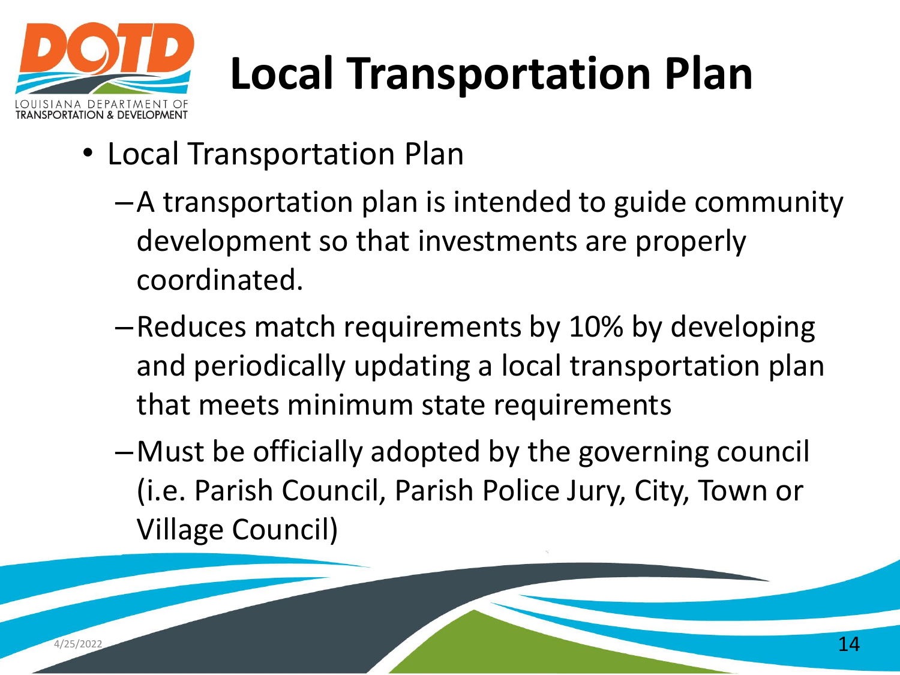# Local Transportation Plan

- Local Transportation Plan
  - A transportation plan is intended to guide community development so that investments are properly coordinated.
  - Reduces match requirements by 10% by developing and periodically updating a local transportation plan that meets minimum state requirements
  - Must be officially adopted by the governing council (i.e. Parish Council, Parish Police Jury, City, Town or Village Council)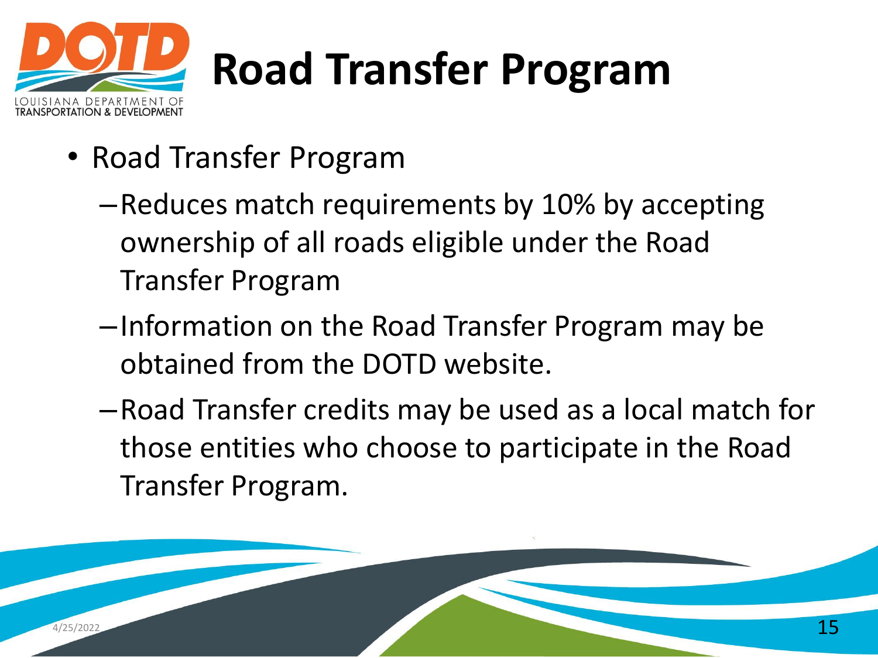# Road Transfer Program

- Road Transfer Program
  - Reduces match requirements by 10% by accepting ownership of all roads eligible under the Road Transfer Program
  - Information on the Road Transfer Program may be obtained from the DOTD website.
  - Road Transfer credits may be used as a local match for those entities who choose to participate in the Road Transfer Program.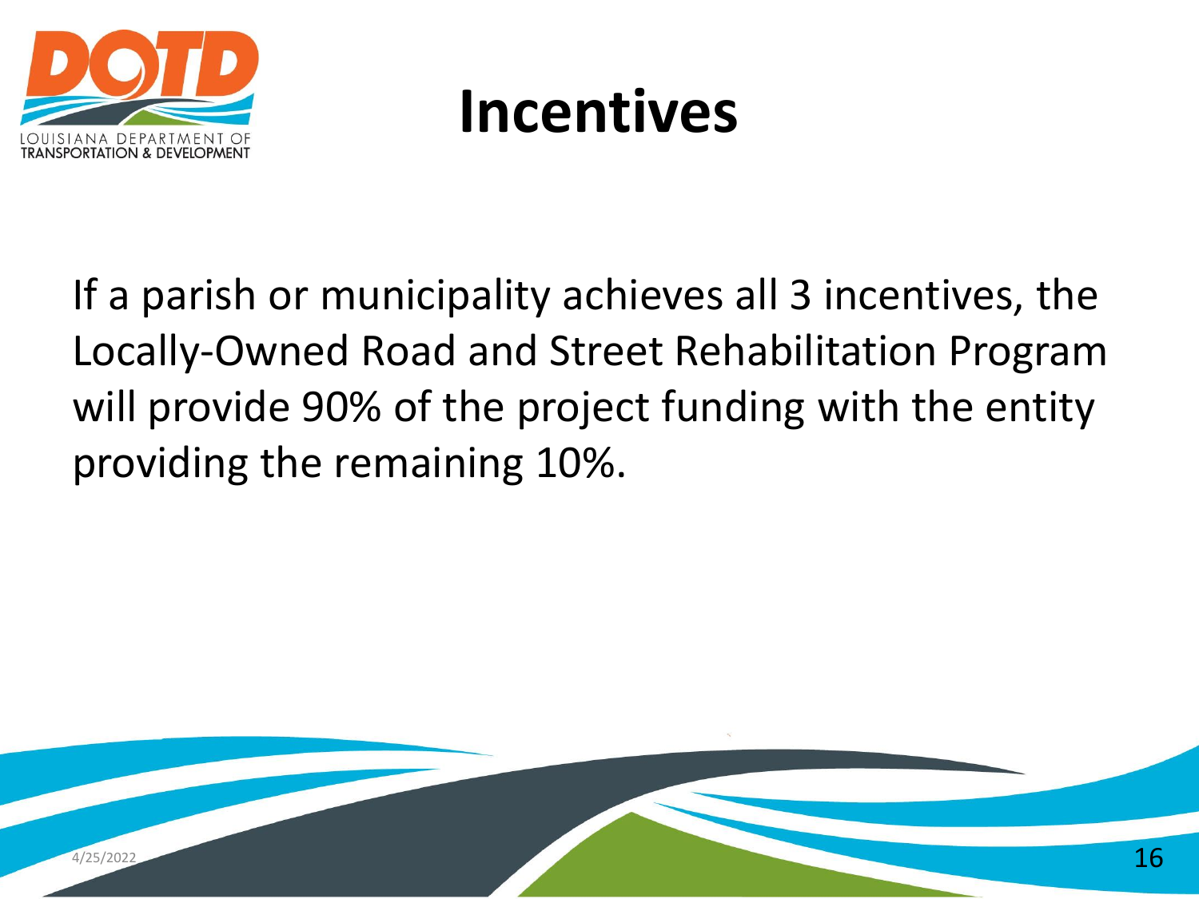# Incentives

If a parish or municipality achieves all 3 incentives, the Locally-Owned Road and Street Rehabilitation Program will provide 90% of the project funding with the entity providing the remaining 10%.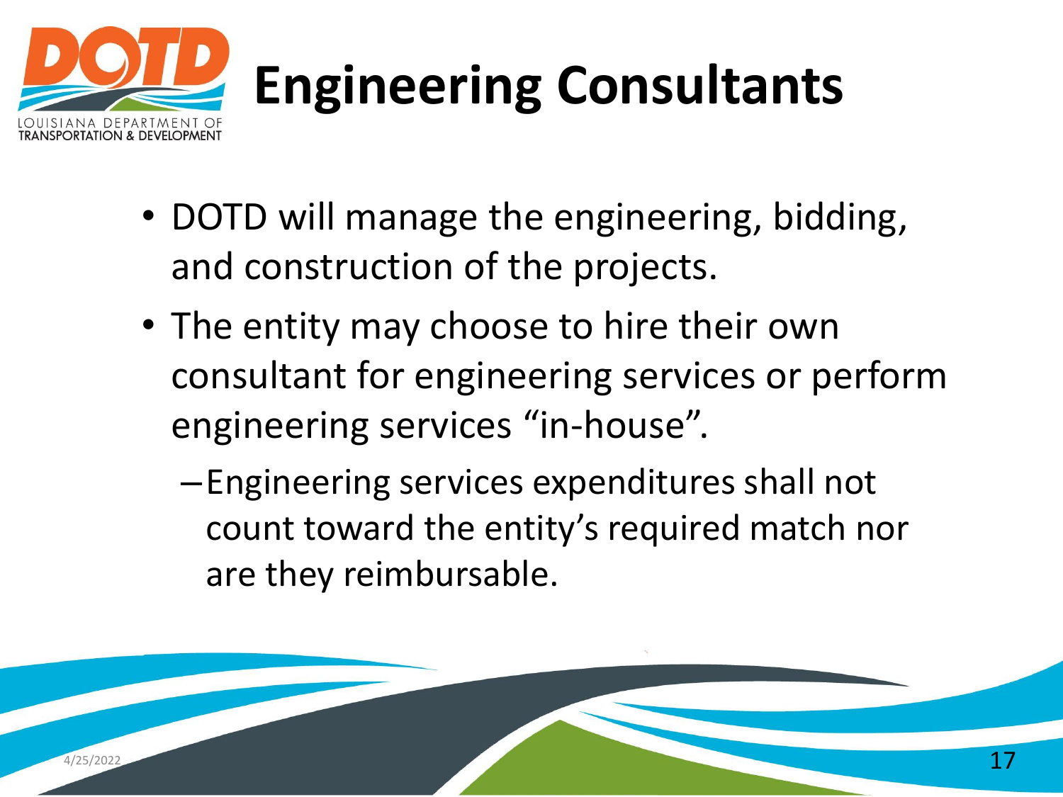# Engineering Consultants

- DOTD will manage the engineering, bidding, and construction of the projects.
- The entity may choose to hire their own consultant for engineering services or perform engineering services "in-house".
  - Engineering services expenditures shall not count toward the entity's required match nor are they reimbursable.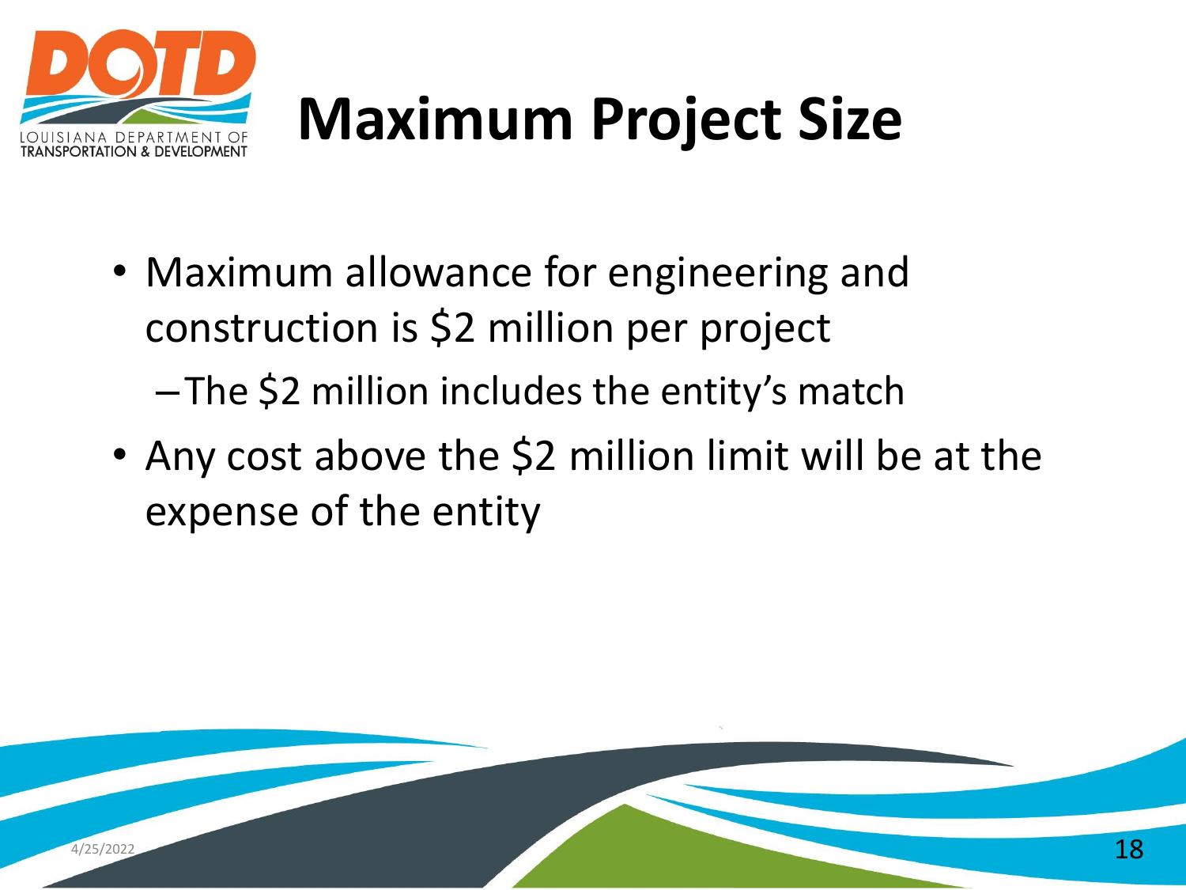# Maximum Project Size

- Maximum allowance for engineering and construction is $2 million per project
  - The $2 million includes the entity's match
- Any cost above the $2 million limit will be at the expense of the entity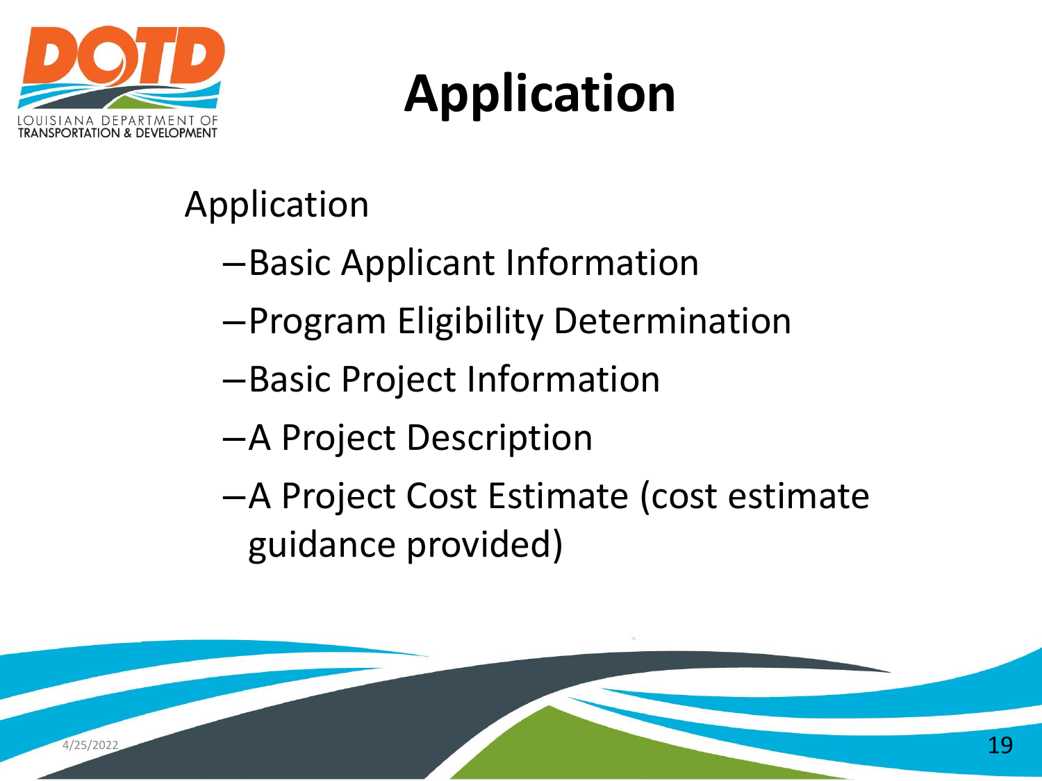# Application

Application

- Basic Applicant Information
- Program Eligibility Determination
- Basic Project Information
- A Project Description
- A Project Cost Estimate (cost estimate guidance provided)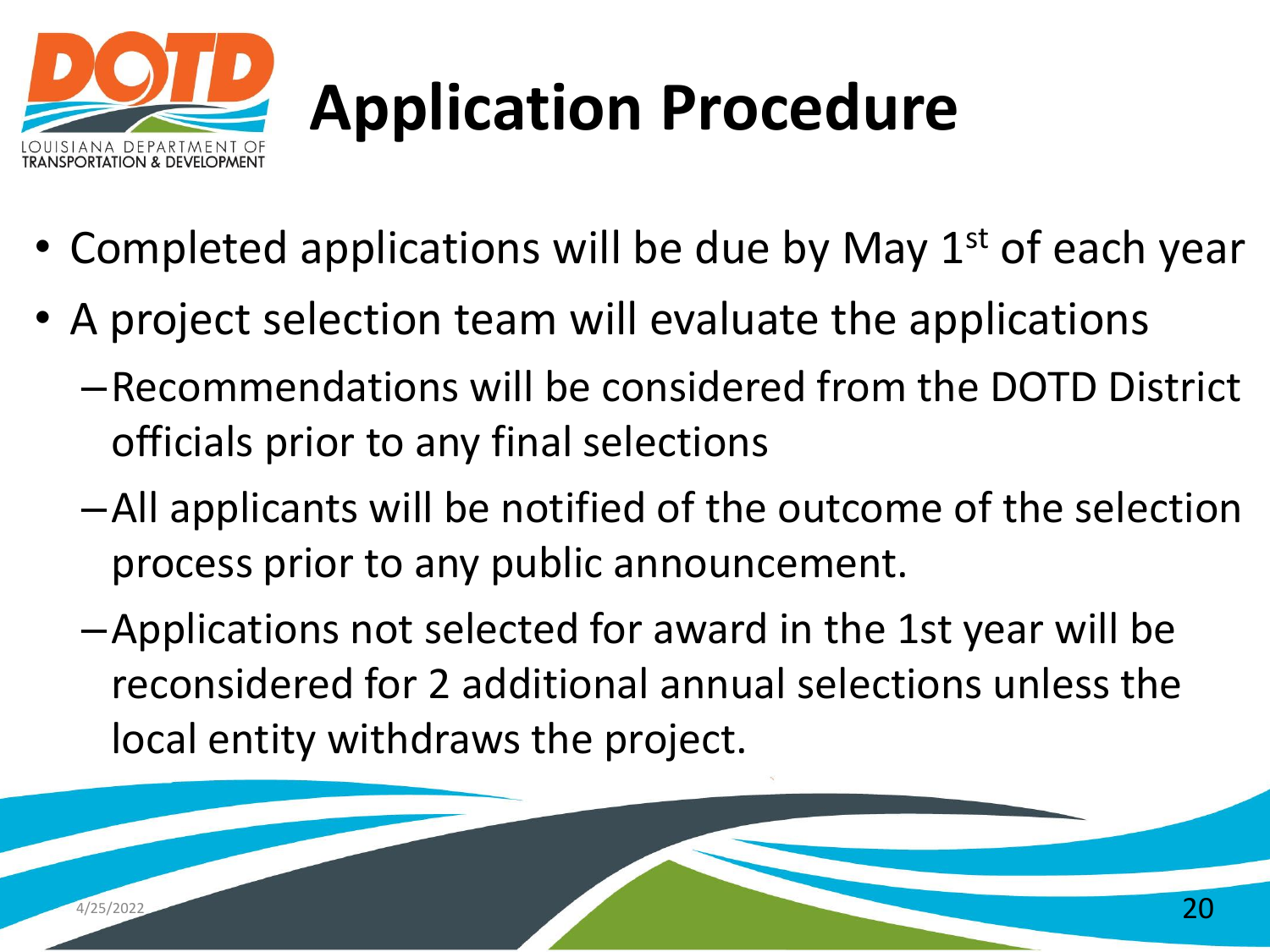# Application Procedure

- Completed applications will be due by May 1st of each year
- A project selection team will evaluate the applications
  - Recommendations will be considered from the DOTD District officials prior to any final selections
  - All applicants will be notified of the outcome of the selection process prior to any public announcement.
  - Applications not selected for award in the 1st year will be reconsidered for 2 additional annual selections unless the local entity withdraws the project.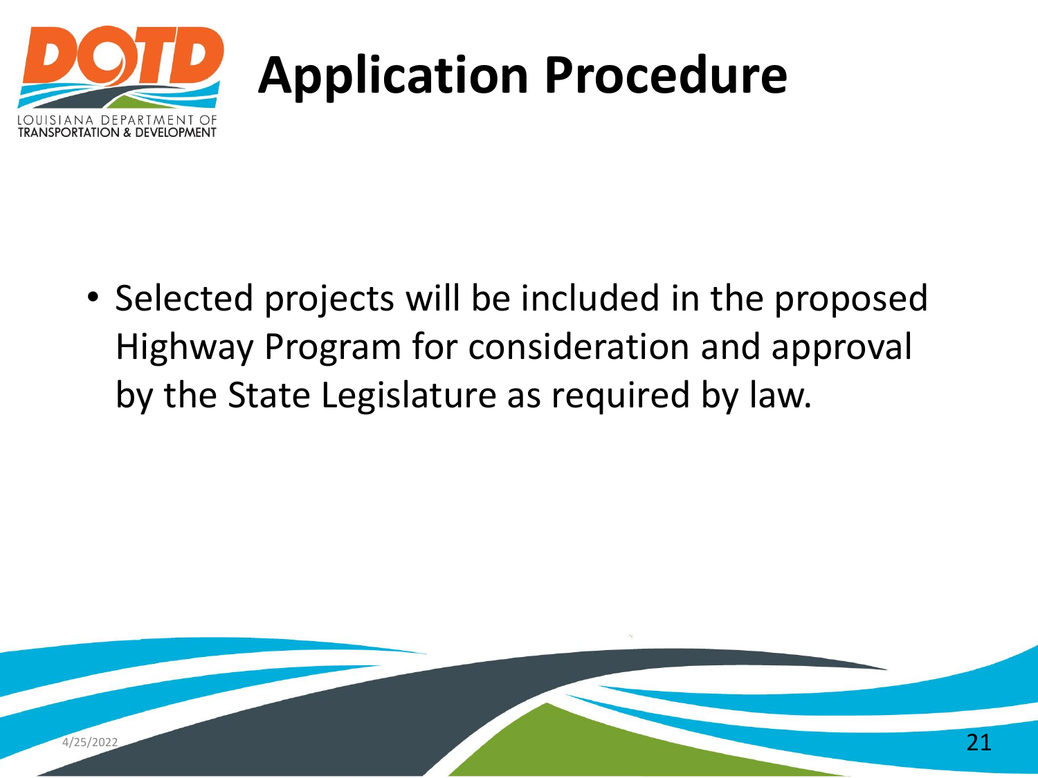# Application Procedure

- Selected projects will be included in the proposed Highway Program for consideration and approval by the State Legislature as required by law.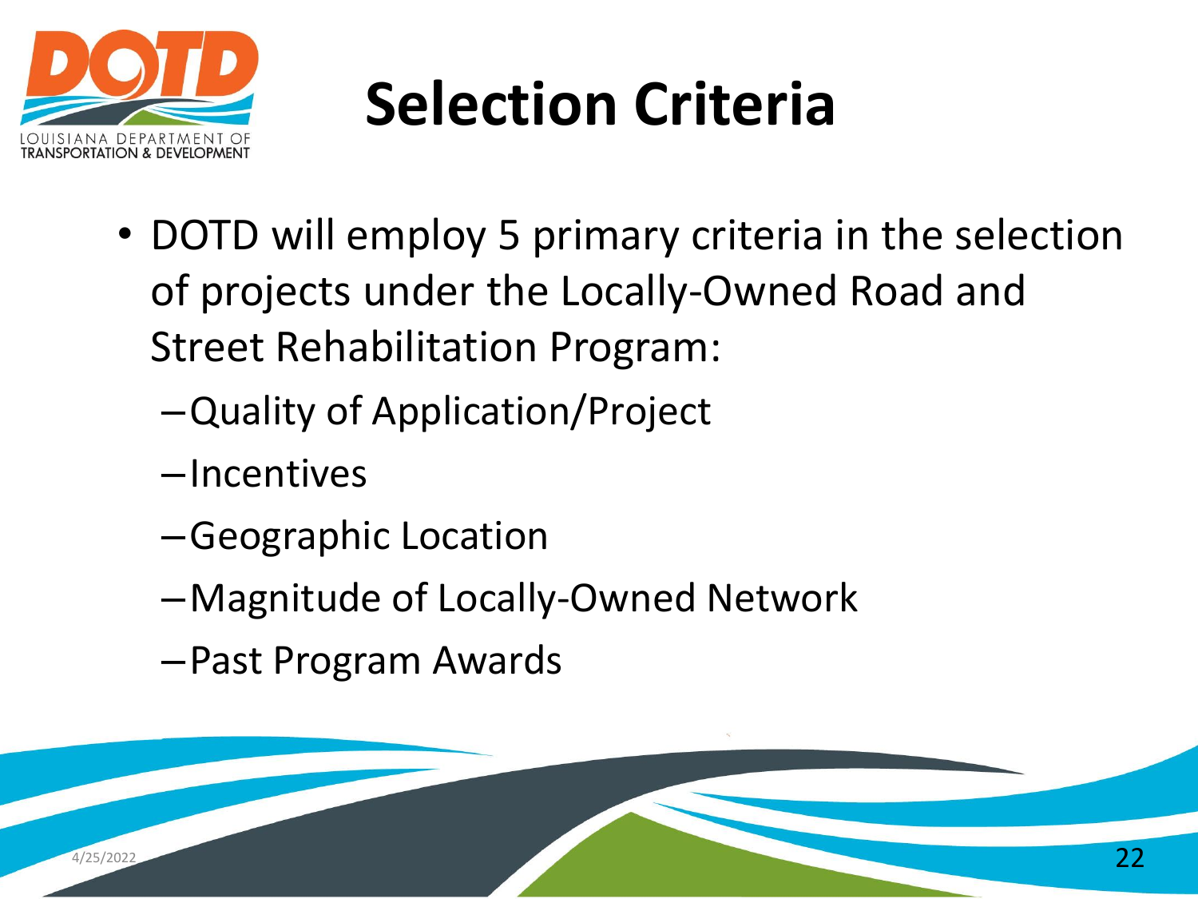# Selection Criteria

- DOTD will employ 5 primary criteria in the selection of projects under the Locally-Owned Road and Street Rehabilitation Program:
  - Quality of Application/Project
  - Incentives
  - Geographic Location
  - Magnitude of Locally-Owned Network
  - Past Program Awards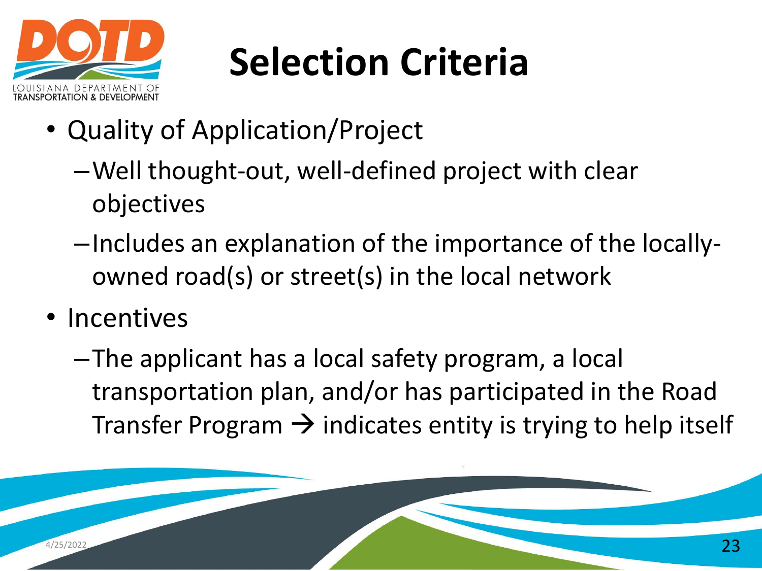# Selection Criteria

- Quality of Application/Project
  - Well thought-out, well-defined project with clear objectives
  - Includes an explanation of the importance of the locally-owned road(s) or street(s) in the local network
- Incentives
  - The applicant has a local safety program, a local transportation plan, and/or has participated in the Road Transfer Program → indicates entity is trying to help itself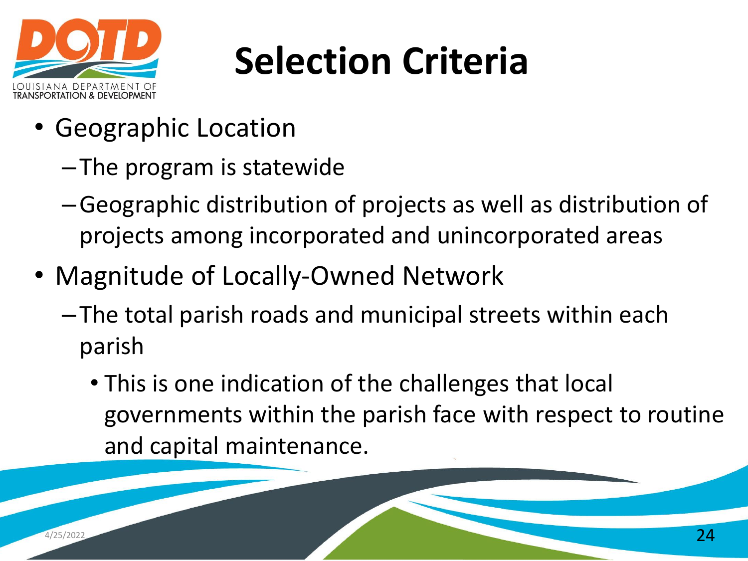# Selection Criteria

- Geographic Location
  - The program is statewide
  - Geographic distribution of projects as well as distribution of projects among incorporated and unincorporated areas
- Magnitude of Locally-Owned Network
  - The total parish roads and municipal streets within each parish
    - This is one indication of the challenges that local governments within the parish face with respect to routine and capital maintenance.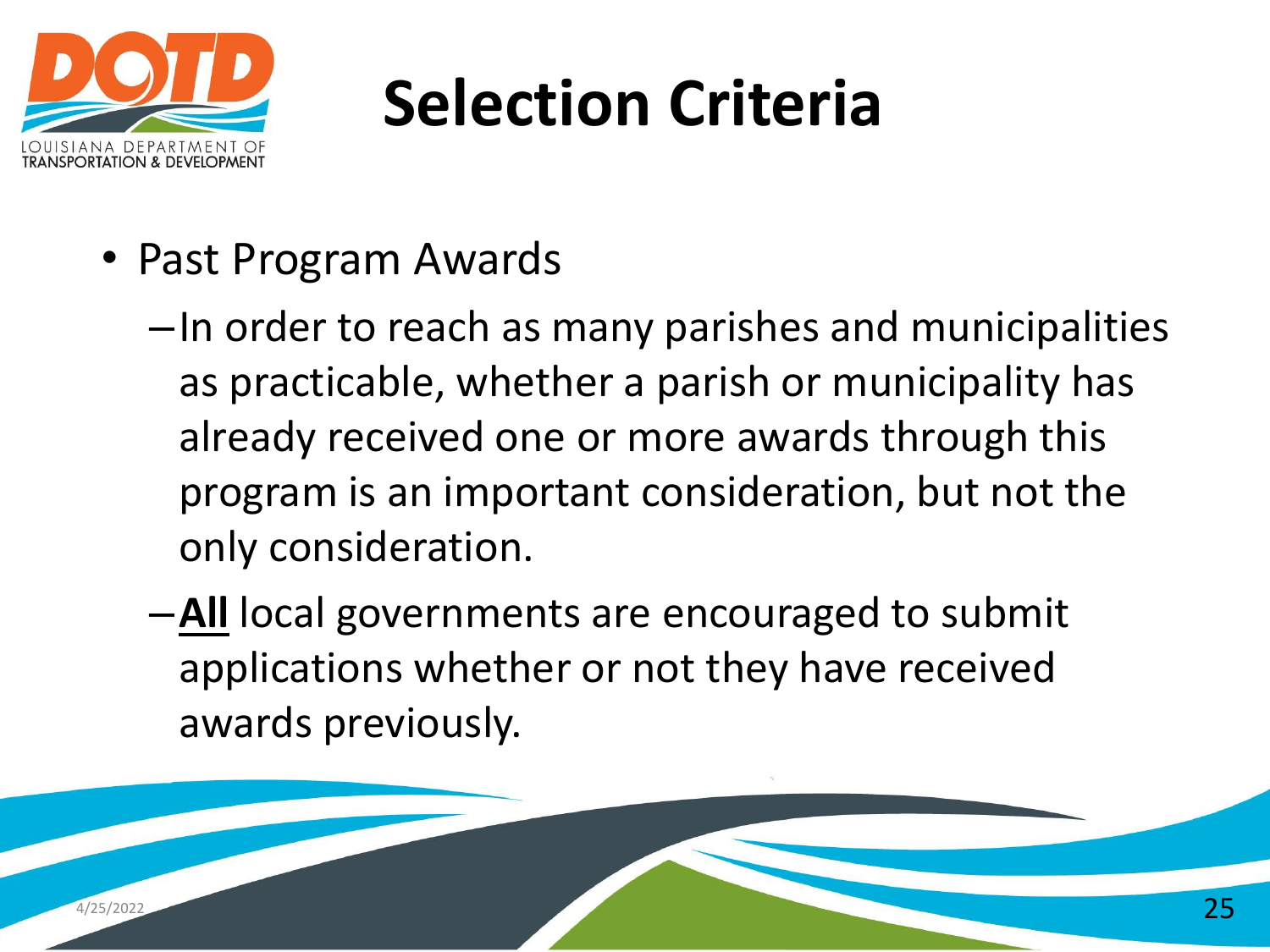# Selection Criteria

- Past Program Awards
  - In order to reach as many parishes and municipalities as practicable, whether a parish or municipality has already received one or more awards through this program is an important consideration, but not the only consideration.
  - **All** local governments are encouraged to submit applications whether or not they have received awards previously.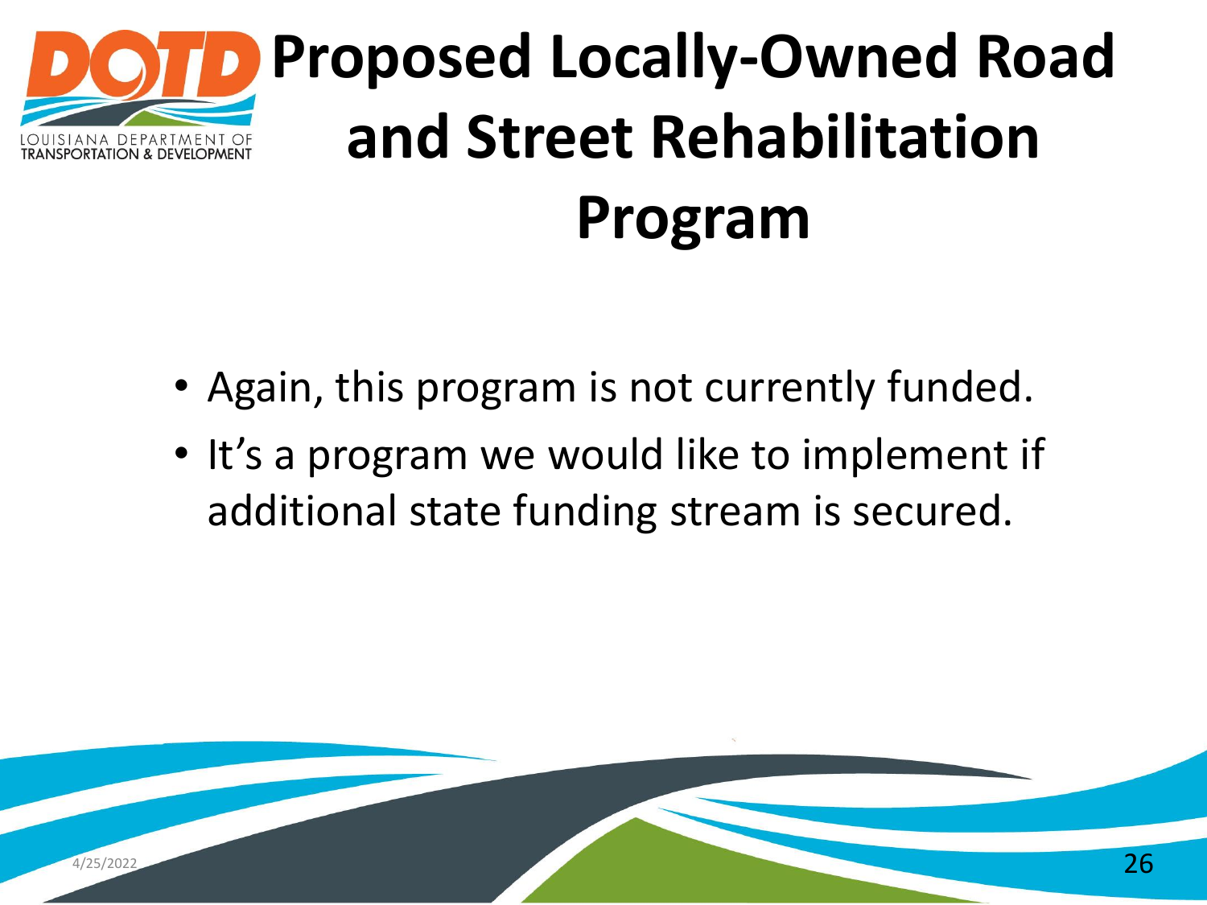# Proposed Locally-Owned Road and Street Rehabilitation Program

- Again, this program is not currently funded.
- It's a program we would like to implement if additional state funding stream is secured.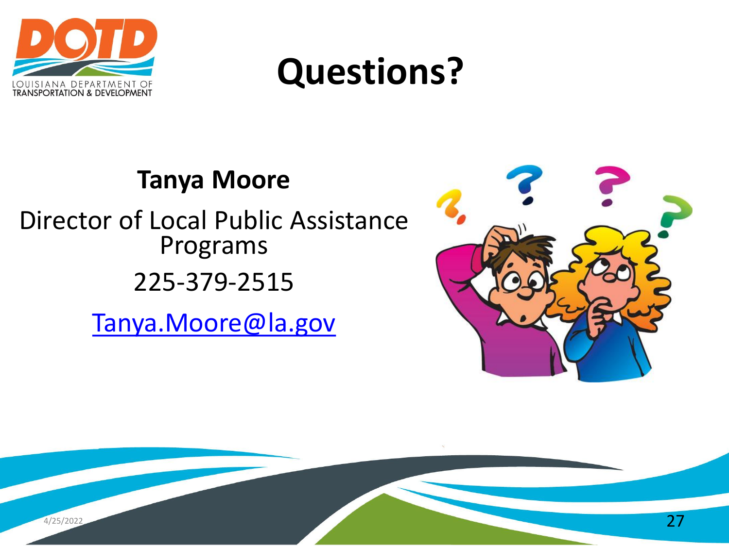# Questions?

**Tanya Moore**

Director of Local Public Assistance Programs

225-379-2515

Tanya.Moore@la.gov